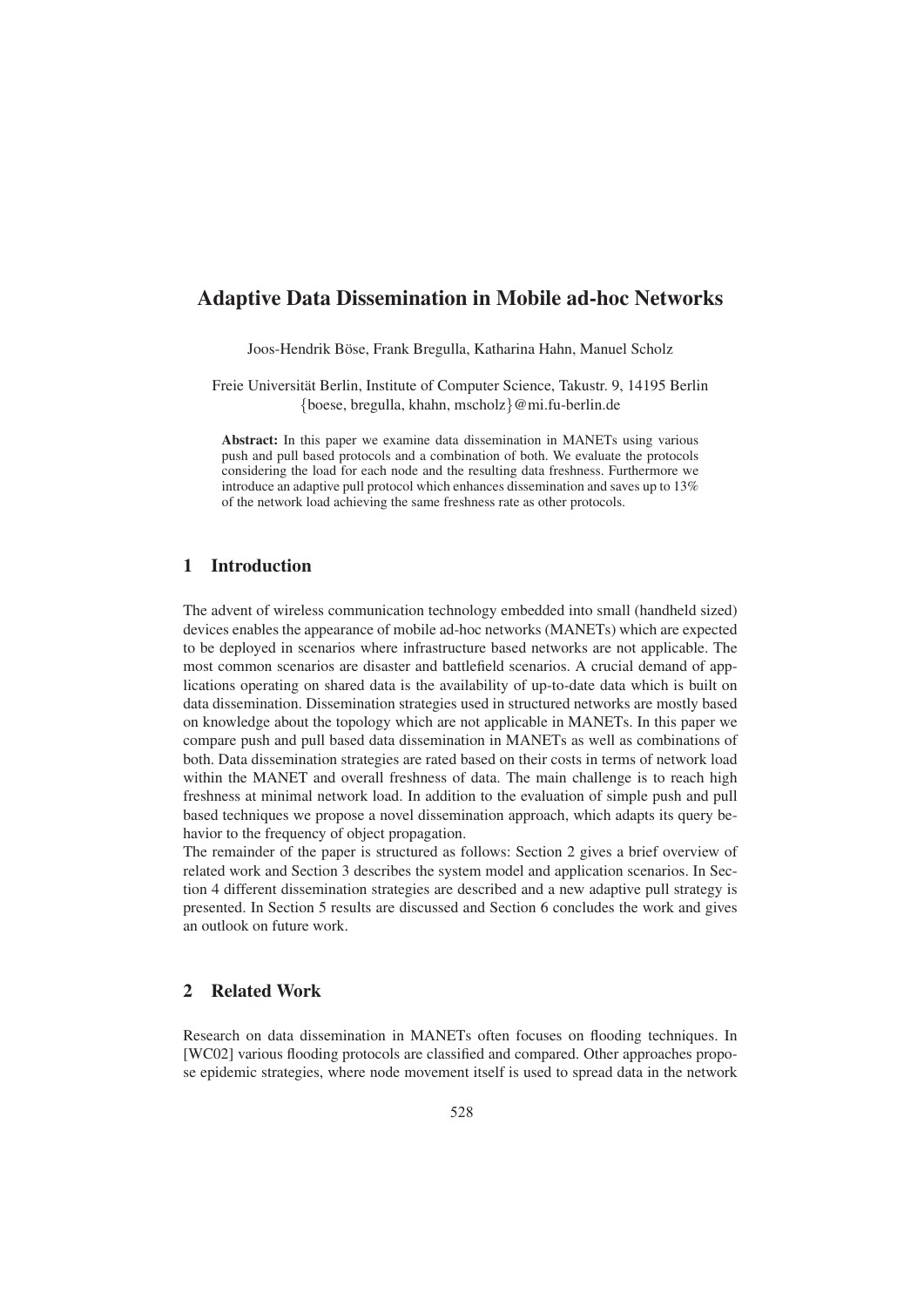# Adaptive Data Dissemination in Mobile ad-hoc Networks

Joos-Hendrik Böse, Frank Bregulla, Katharina Hahn, Manuel Scholz

Freie Universität Berlin, Institute of Computer Science, Takustr. 9, 14195 Berlin
{boese, bregulla, khahn, mscholz}@mi.fu-berlin.de

**Abstract:** In this paper we examine data dissemination in MANETs using various push and pull based protocols and a combination of both. We evaluate the protocols considering the load for each node and the resulting data freshness. Furthermore we introduce an adaptive pull protocol which enhances dissemination and saves up to 13% of the network load achieving the same freshness rate as other protocols.

## 1 Introduction

The advent of wireless communication technology embedded into small (handheld sized) devices enables the appearance of mobile ad-hoc networks (MANETs) which are expected to be deployed in scenarios where infrastructure based networks are not applicable. The most common scenarios are disaster and battlefield scenarios. A crucial demand of applications operating on shared data is the availability of up-to-date data which is built on data dissemination. Dissemination strategies used in structured networks are mostly based on knowledge about the topology which are not applicable in MANETs. In this paper we compare push and pull based data dissemination in MANETs as well as combinations of both. Data dissemination strategies are rated based on their costs in terms of network load within the MANET and overall freshness of data. The main challenge is to reach high freshness at minimal network load. In addition to the evaluation of simple push and pull based techniques we propose a novel dissemination approach, which adapts its query behavior to the frequency of object propagation.

The remainder of the paper is structured as follows: Section 2 gives a brief overview of related work and Section 3 describes the system model and application scenarios. In Section 4 different dissemination strategies are described and a new adaptive pull strategy is presented. In Section 5 results are discussed and Section 6 concludes the work and gives an outlook on future work.

## 2 Related Work

Research on data dissemination in MANETs often focuses on flooding techniques. In [WC02] various flooding protocols are classified and compared. Other approaches propose epidemic strategies, where node movement itself is used to spread data in the network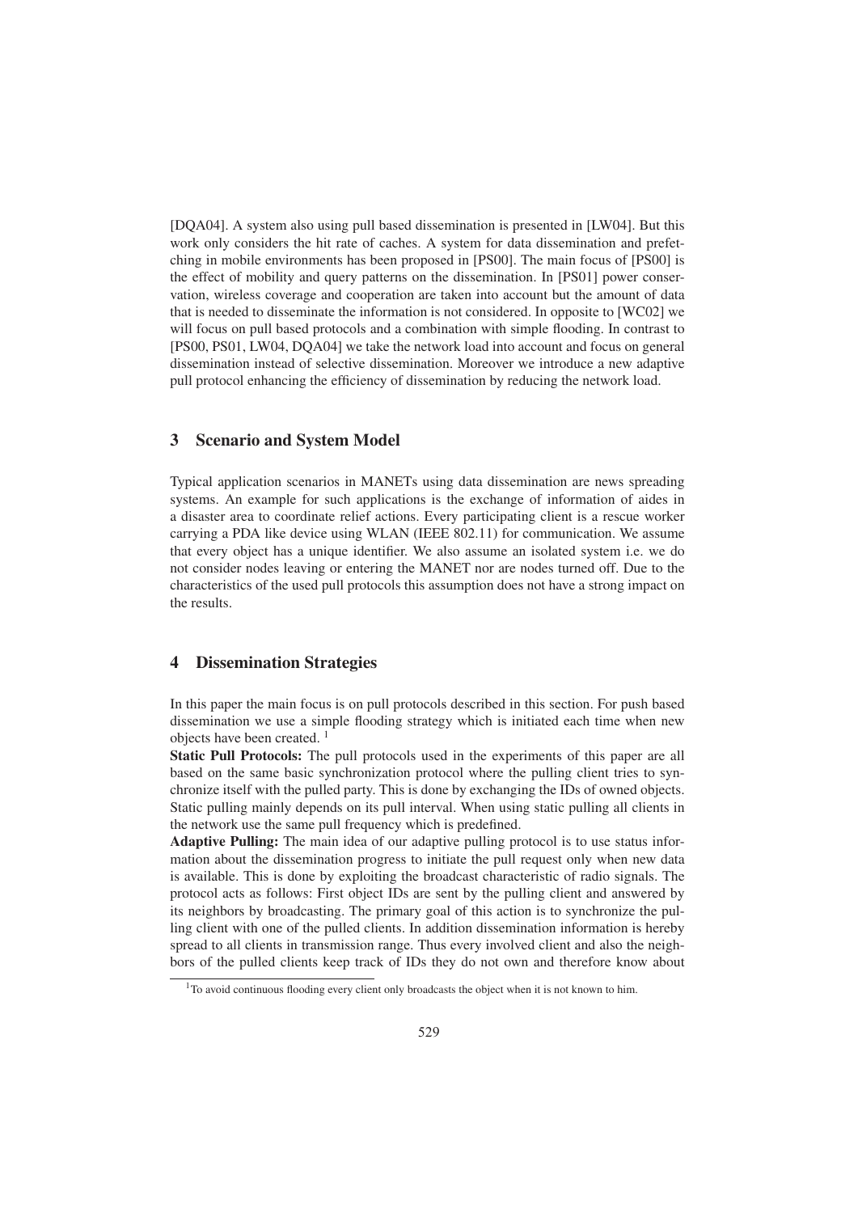[DQA04]. A system also using pull based dissemination is presented in [LW04]. But this work only considers the hit rate of caches. A system for data dissemination and prefetching in mobile environments has been proposed in [PS00]. The main focus of [PS00] is the effect of mobility and query patterns on the dissemination. In [PS01] power conservation, wireless coverage and cooperation are taken into account but the amount of data that is needed to disseminate the information is not considered. In opposite to [WC02] we will focus on pull based protocols and a combination with simple flooding. In contrast to [PS00, PS01, LW04, DQA04] we take the network load into account and focus on general dissemination instead of selective dissemination. Moreover we introduce a new adaptive pull protocol enhancing the efficiency of dissemination by reducing the network load.

## 3 Scenario and System Model

Typical application scenarios in MANETs using data dissemination are news spreading systems. An example for such applications is the exchange of information of aides in a disaster area to coordinate relief actions. Every participating client is a rescue worker carrying a PDA like device using WLAN (IEEE 802.11) for communication. We assume that every object has a unique identifier. We also assume an isolated system i.e. we do not consider nodes leaving or entering the MANET nor are nodes turned off. Due to the characteristics of the used pull protocols this assumption does not have a strong impact on the results.

## 4 Dissemination Strategies

In this paper the main focus is on pull protocols described in this section. For push based dissemination we use a simple flooding strategy which is initiated each time when new objects have been created. [1]

**Static Pull Protocols:** The pull protocols used in the experiments of this paper are all based on the same basic synchronization protocol where the pulling client tries to synchronize itself with the pulled party. This is done by exchanging the IDs of owned objects. Static pulling mainly depends on its pull interval. When using static pulling all clients in the network use the same pull frequency which is predefined.

**Adaptive Pulling:** The main idea of our adaptive pulling protocol is to use status information about the dissemination progress to initiate the pull request only when new data is available. This is done by exploiting the broadcast characteristic of radio signals. The protocol acts as follows: First object IDs are sent by the pulling client and answered by its neighbors by broadcasting. The primary goal of this action is to synchronize the pulling client with one of the pulled clients. In addition dissemination information is hereby spread to all clients in transmission range. Thus every involved client and also the neighbors of the pulled clients keep track of IDs they do not own and therefore know about

[1] To avoid continuous flooding every client only broadcasts the object when it is not known to him.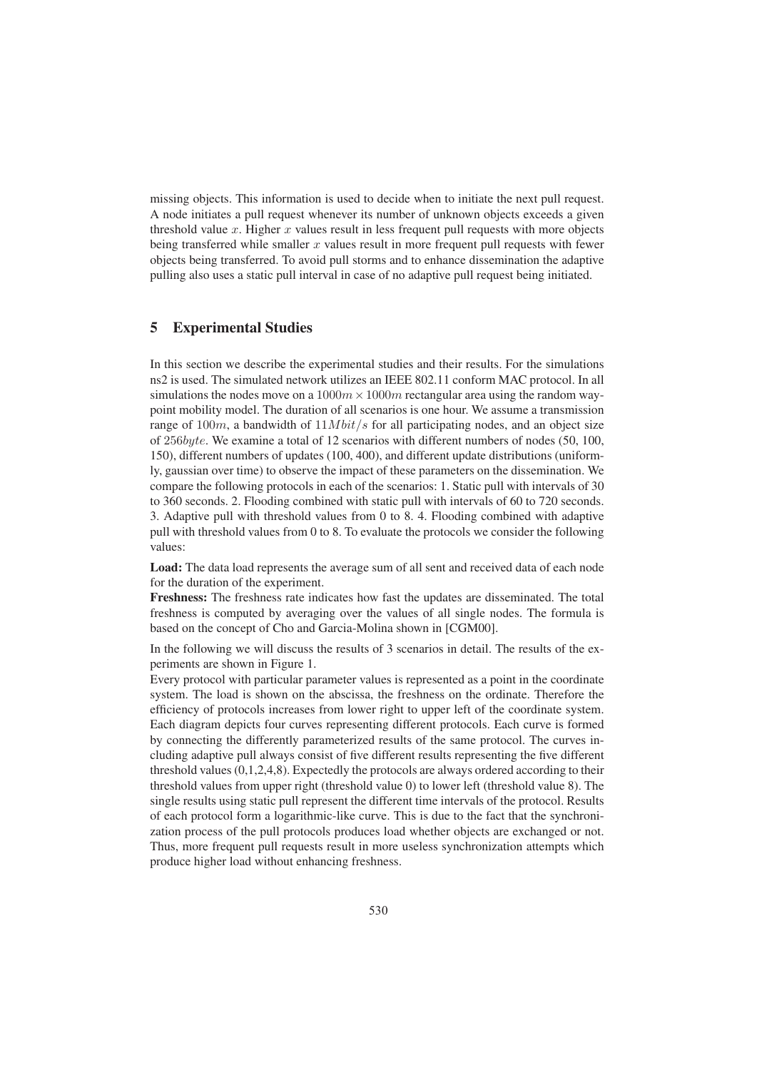missing objects. This information is used to decide when to initiate the next pull request. A node initiates a pull request whenever its number of unknown objects exceeds a given threshold value $x$. Higher $x$ values result in less frequent pull requests with more objects being transferred while smaller $x$ values result in more frequent pull requests with fewer objects being transferred. To avoid pull storms and to enhance dissemination the adaptive pulling also uses a static pull interval in case of no adaptive pull request being initiated.

## 5 Experimental Studies

In this section we describe the experimental studies and their results. For the simulations ns2 is used. The simulated network utilizes an IEEE 802.11 conform MAC protocol. In all simulations the nodes move on a $1000m \times 1000m$ rectangular area using the random waypoint mobility model. The duration of all scenarios is one hour. We assume a transmission range of $100m$, a bandwidth of $11Mbit/s$ for all participating nodes, and an object size of $256byte$. We examine a total of 12 scenarios with different numbers of nodes (50, 100, 150), different numbers of updates (100, 400), and different update distributions (uniformly, gaussian over time) to observe the impact of these parameters on the dissemination. We compare the following protocols in each of the scenarios: 1. Static pull with intervals of 30 to 360 seconds. 2. Flooding combined with static pull with intervals of 60 to 720 seconds. 3. Adaptive pull with threshold values from 0 to 8. 4. Flooding combined with adaptive pull with threshold values from 0 to 8. To evaluate the protocols we consider the following values:

**Load:** The data load represents the average sum of all sent and received data of each node for the duration of the experiment.
**Freshness:** The freshness rate indicates how fast the updates are disseminated. The total freshness is computed by averaging over the values of all single nodes. The formula is based on the concept of Cho and Garcia-Molina shown in [CGM00].

In the following we will discuss the results of 3 scenarios in detail. The results of the experiments are shown in Figure 1.
Every protocol with particular parameter values is represented as a point in the coordinate system. The load is shown on the abscissa, the freshness on the ordinate. Therefore the efficiency of protocols increases from lower right to upper left of the coordinate system. Each diagram depicts four curves representing different protocols. Each curve is formed by connecting the differently parameterized results of the same protocol. The curves including adaptive pull always consist of five different results representing the five different threshold values (0,1,2,4,8). Expectedly the protocols are always ordered according to their threshold values from upper right (threshold value 0) to lower left (threshold value 8). The single results using static pull represent the different time intervals of the protocol. Results of each protocol form a logarithmic-like curve. This is due to the fact that the synchronization process of the pull protocols produces load whether objects are exchanged or not. Thus, more frequent pull requests result in more useless synchronization attempts which produce higher load without enhancing freshness.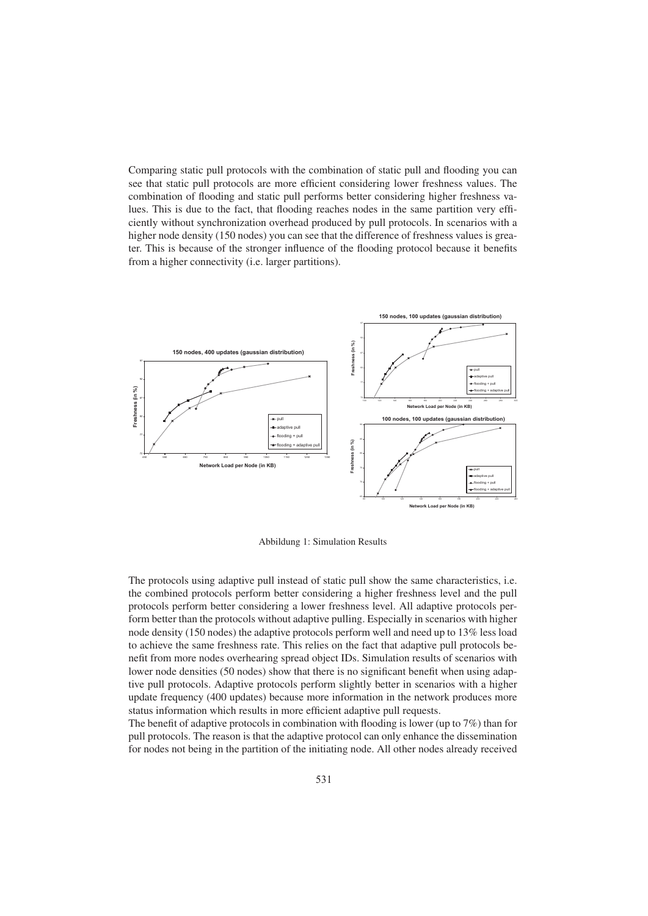Comparing static pull protocols with the combination of static pull and flooding you can see that static pull protocols are more efficient considering lower freshness values. The combination of flooding and static pull performs better considering higher freshness values. This is due to the fact, that flooding reaches nodes in the same partition very efficiently without synchronization overhead produced by pull protocols. In scenarios with a higher node density (150 nodes) you can see that the difference of freshness values is greater. This is because of the stronger influence of the flooding protocol because it benefits from a higher connectivity (i.e. larger partitions).

Abbildung 1: Simulation Results

The protocols using adaptive pull instead of static pull show the same characteristics, i.e. the combined protocols perform better considering a higher freshness level and the pull protocols perform better considering a lower freshness level. All adaptive protocols perform better than the protocols without adaptive pulling. Especially in scenarios with higher node density (150 nodes) the adaptive protocols perform well and need up to 13% less load to achieve the same freshness rate. This relies on the fact that adaptive pull protocols benefit from more nodes overhearing spread object IDs. Simulation results of scenarios with lower node densities (50 nodes) show that there is no significant benefit when using adaptive pull protocols. Adaptive protocols perform slightly better in scenarios with a higher update frequency (400 updates) because more information in the network produces more status information which results in more efficient adaptive pull requests.

The benefit of adaptive protocols in combination with flooding is lower (up to 7%) than for pull protocols. The reason is that the adaptive protocol can only enhance the dissemination for nodes not being in the partition of the initiating node. All other nodes already received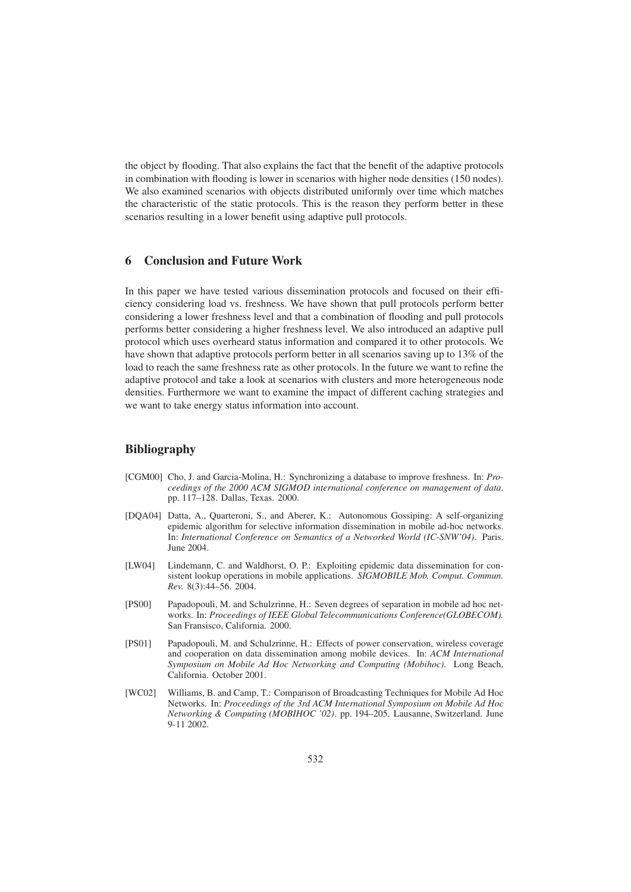the object by flooding. That also explains the fact that the benefit of the adaptive protocols in combination with flooding is lower in scenarios with higher node densities (150 nodes). We also examined scenarios with objects distributed uniformly over time which matches the characteristic of the static protocols. This is the reason they perform better in these scenarios resulting in a lower benefit using adaptive pull protocols.

## 6 Conclusion and Future Work

In this paper we have tested various dissemination protocols and focused on their efficiency considering load vs. freshness. We have shown that pull protocols perform better considering a lower freshness level and that a combination of flooding and pull protocols performs better considering a higher freshness level. We also introduced an adaptive pull protocol which uses overheard status information and compared it to other protocols. We have shown that adaptive protocols perform better in all scenarios saving up to 13% of the load to reach the same freshness rate as other protocols. In the future we want to refine the adaptive protocol and take a look at scenarios with clusters and more heterogeneous node densities. Furthermore we want to examine the impact of different caching strategies and we want to take energy status information into account.

## Bibliography

[CGM00] Cho, J. and Garcia-Molina, H.: Synchronizing a database to improve freshness. In: *Proceedings of the 2000 ACM SIGMOD international conference on management of data*. pp. 117–128. Dallas, Texas. 2000.

[DQA04] Datta, A., Quarteroni, S., and Aberer, K.: Autonomous Gossiping: A self-organizing epidemic algorithm for selective information dissemination in mobile ad-hoc networks. In: *International Conference on Semantics of a Networked World (IC-SNW'04)*. Paris. June 2004.

[LW04] Lindemann, C. and Waldhorst, O. P.: Exploiting epidemic data dissemination for consistent lookup operations in mobile applications. *SIGMOBILE Mob. Comput. Commun. Rev.* 8(3):44–56. 2004.

[PS00] Papadopouli, M. and Schulzrinne, H.: Seven degrees of separation in mobile ad hoc networks. In: *Proceedings of IEEE Global Telecommunications Conference(GLOBECOM)*. San Fransisco, California. 2000.

[PS01] Papadopouli, M. and Schulzrinne, H.: Effects of power conservation, wireless coverage and cooperation on data dissemination among mobile devices. In: *ACM International Symposium on Mobile Ad Hoc Networking and Computing (Mobihoc)*. Long Beach, California. October 2001.

[WC02] Williams, B. and Camp, T.: Comparison of Broadcasting Techniques for Mobile Ad Hoc Networks. In: *Proceedings of the 3rd ACM International Symposium on Mobile Ad Hoc Networking & Computing (MOBIHOC '02)*. pp. 194–205. Lausanne, Switzerland. June 9-11 2002.